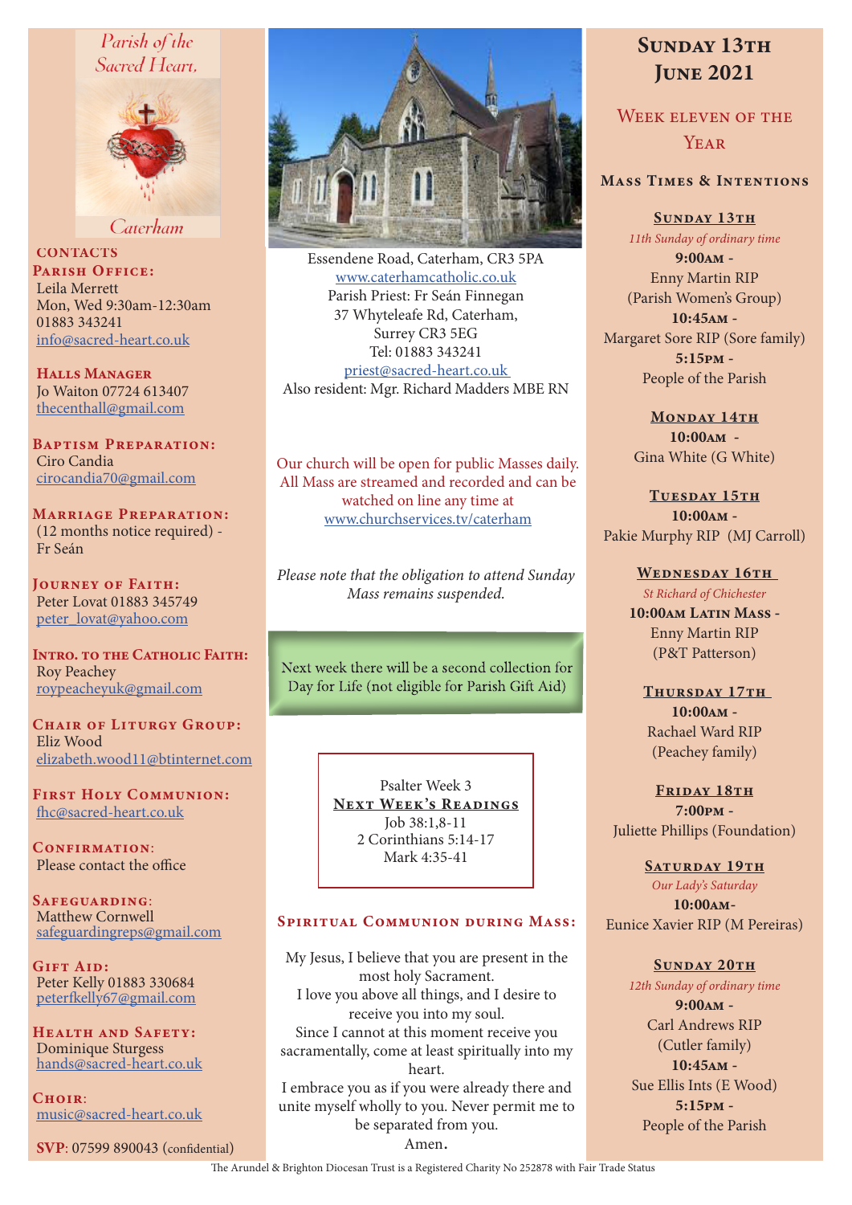# Parish of the Sacred Heart, Caterham

## CONTACTS

**Parish Office:**
Leila Merrett
Mon, Wed 9:30am-12:30am
01883 343241
info@sacred-heart.co.uk

**Halls Manager**
Jo Waiton 07724 613407
thecenthall@gmail.com

**Baptism Preparation:**
Ciro Candia
cirocandia70@gmail.com

**Marriage Preparation:**
(12 months notice required) - Fr Seán

**Journey of Faith:**
Peter Lovat 01883 345749
peter_lovat@yahoo.com

**Intro. to the Catholic Faith:**
Roy Peachey
roypeacheyuk@gmail.com

**Chair of Liturgy Group:**
Eliz Wood
elizabeth.wood11@btinternet.com

**First Holy Communion:**
fhc@sacred-heart.co.uk

**Confirmation:**
Please contact the office

**Safeguarding:**
Matthew Cornwell
safeguardingreps@gmail.com

**Gift Aid:**
Peter Kelly 01883 330684
peterfkelly67@gmail.com

**Health and Safety:**
Dominique Sturgess
hands@sacred-heart.co.uk

**Choir:**
music@sacred-heart.co.uk

**SVP**: 07599 890043 (confidential)

Essendene Road, Caterham, CR3 5PA
www.caterhamcatholic.co.uk
Parish Priest: Fr Seán Finnegan
37 Whyteleafe Rd, Caterham,
Surrey CR3 5EG
Tel: 01883 343241
priest@sacred-heart.co.uk
Also resident: Mgr. Richard Madders MBE RN

Our church will be open for public Masses daily. All Mass are streamed and recorded and can be watched on line any time at www.churchservices.tv/caterham

*Please note that the obligation to attend Sunday Mass remains suspended.*

Next week there will be a second collection for Day for Life (not eligible for Parish Gift Aid)

Psalter Week 3
**Next Week's Readings**
Job 38:1,8-11
2 Corinthians 5:14-17
Mark 4:35-41

## Spiritual Communion during Mass:

My Jesus, I believe that you are present in the most holy Sacrament.
I love you above all things, and I desire to receive you into my soul.
Since I cannot at this moment receive you sacramentally, come at least spiritually into my heart.
I embrace you as if you were already there and unite myself wholly to you. Never permit me to be separated from you.
Amen.

# Sunday 13th June 2021

## Week eleven of the Year

### Mass Times & Intentions

**Sunday 13th**
*11th Sunday of ordinary time*
**9:00am** -
Enny Martin RIP
(Parish Women's Group)
**10:45am** -
Margaret Sore RIP (Sore family)
**5:15pm** -
People of the Parish

**Monday 14th**
**10:00am** -
Gina White (G White)

**Tuesday 15th**
**10:00am** -
Pakie Murphy RIP (MJ Carroll)

**Wednesday 16th**
*St Richard of Chichester*
**10:00am Latin Mass** -
Enny Martin RIP
(P&T Patterson)

**Thursday 17th**
**10:00am** -
Rachael Ward RIP
(Peachey family)

**Friday 18th**
**7:00pm** -
Juliette Phillips (Foundation)

**Saturday 19th**
*Our Lady's Saturday*
**10:00am**-
Eunice Xavier RIP (M Pereiras)

**Sunday 20th**
*12th Sunday of ordinary time*
**9:00am** -
Carl Andrews RIP
(Cutler family)
**10:45am** -
Sue Ellis Ints (E Wood)
**5:15pm** -
People of the Parish

The Arundel & Brighton Diocesan Trust is a Registered Charity No 252878 with Fair Trade Status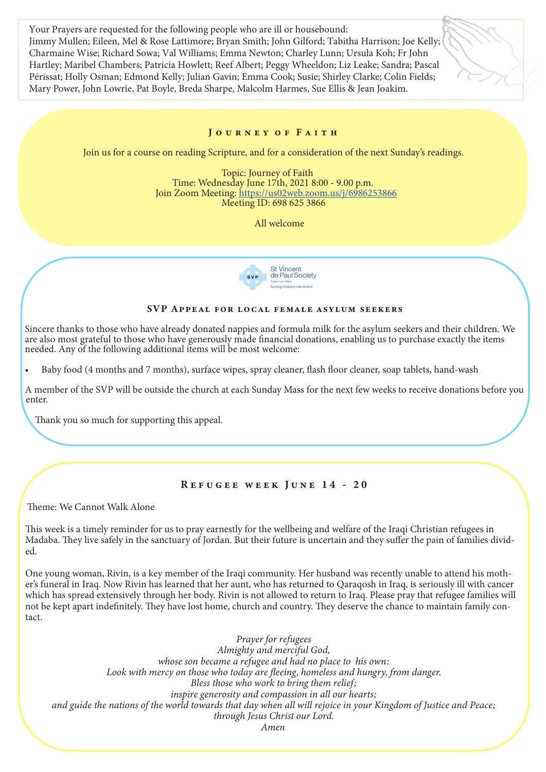Your Prayers are requested for the following people who are ill or housebound:
Jimmy Mullen; Eileen, Mel & Rose Lattimore; Bryan Smith; John Gilford; Tabitha Harrison; Joe Kelly; Charmaine Wise; Richard Sowa; Val Williams; Emma Newton; Charley Lunn; Ursula Koh; Fr John Hartley; Maribel Chambers; Patricia Howlett; Reef Albert; Peggy Wheeldon; Liz Leake; Sandra; Pascal Périssat; Holly Osman; Edmond Kelly; Julian Gavin; Emma Cook; Susie; Shirley Clarke; Colin Fields; Mary Power, John Lowrie, Pat Boyle, Breda Sharpe, Malcolm Harmes, Sue Ellis & Jean Joakim.

## Journey of Faith

Join us for a course on reading Scripture, and for a consideration of the next Sunday's readings.

Topic: Journey of Faith
Time: Wednesday June 17th, 2021 8:00 - 9.00 p.m.
Join Zoom Meeting: https://us02web.zoom.us/j/6986253866
Meeting ID: 698 625 3866

All welcome

St Vincent de Paul Society
England and Wales
Turning Concern into Action

## SVP Appeal for local female asylum seekers

Sincere thanks to those who have already donated nappies and formula milk for the asylum seekers and their children. We are also most grateful to those who have generously made financial donations, enabling us to purchase exactly the items needed. Any of the following additional items will be most welcome:

- Baby food (4 months and 7 months), surface wipes, spray cleaner, flash floor cleaner, soap tablets, hand-wash

A member of the SVP will be outside the church at each Sunday Mass for the next few weeks to receive donations before you enter.

Thank you so much for supporting this appeal.

## Refugee week June 14 - 20

Theme: We Cannot Walk Alone

This week is a timely reminder for us to pray earnestly for the wellbeing and welfare of the Iraqi Christian refugees in Madaba. They live safely in the sanctuary of Jordan. But their future is uncertain and they suffer the pain of families divided.

One young woman, Rivin, is a key member of the Iraqi community. Her husband was recently unable to attend his mother's funeral in Iraq. Now Rivin has learned that her aunt, who has returned to Qaraqosh in Iraq, is seriously ill with cancer which has spread extensively through her body. Rivin is not allowed to return to Iraq. Please pray that refugee families will not be kept apart indefinitely. They have lost home, church and country. They deserve the chance to maintain family contact.

*Prayer for refugees*
*Almighty and merciful God,*
*whose son became a refugee and had no place to his own:*
*Look with mercy on those who today are fleeing, homeless and hungry, from danger.*
*Bless those who work to bring them relief;*
*inspire generosity and compassion in all our hearts;*
*and guide the nations of the world towards that day when all will rejoice in your Kingdom of Justice and Peace;*
*through Jesus Christ our Lord.*
*Amen*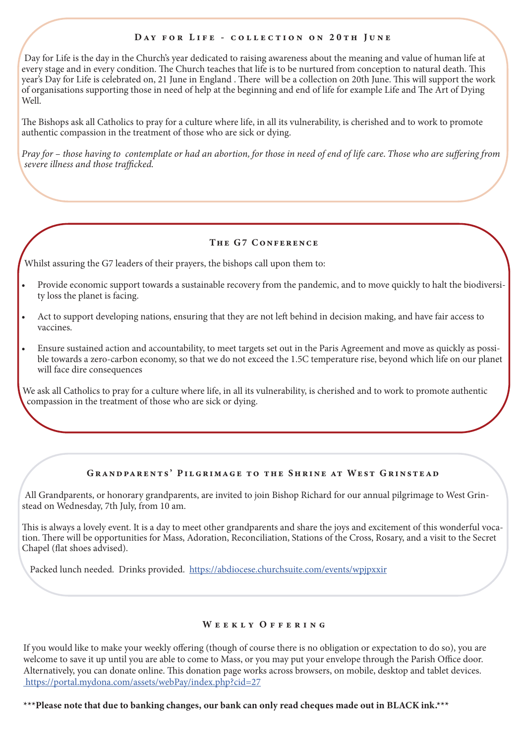## Day for Life - collection on 20th June

Day for Life is the day in the Church's year dedicated to raising awareness about the meaning and value of human life at every stage and in every condition. The Church teaches that life is to be nurtured from conception to natural death. This year's Day for Life is celebrated on, 21 June in England . There will be a collection on 20th June. This will support the work of organisations supporting those in need of help at the beginning and end of life for example Life and The Art of Dying Well.

The Bishops ask all Catholics to pray for a culture where life, in all its vulnerability, is cherished and to work to promote authentic compassion in the treatment of those who are sick or dying.

*Pray for – those having to contemplate or had an abortion, for those in need of end of life care. Those who are suffering from severe illness and those trafficked.*

## The G7 Conference

Whilst assuring the G7 leaders of their prayers, the bishops call upon them to:

- Provide economic support towards a sustainable recovery from the pandemic, and to move quickly to halt the biodiversity loss the planet is facing.
- Act to support developing nations, ensuring that they are not left behind in decision making, and have fair access to vaccines.
- Ensure sustained action and accountability, to meet targets set out in the Paris Agreement and move as quickly as possible towards a zero-carbon economy, so that we do not exceed the 1.5C temperature rise, beyond which life on our planet will face dire consequences

We ask all Catholics to pray for a culture where life, in all its vulnerability, is cherished and to work to promote authentic compassion in the treatment of those who are sick or dying.

## Grandparents' Pilgrimage to the Shrine at West Grinstead

All Grandparents, or honorary grandparents, are invited to join Bishop Richard for our annual pilgrimage to West Grinstead on Wednesday, 7th July, from 10 am.

This is always a lovely event. It is a day to meet other grandparents and share the joys and excitement of this wonderful vocation. There will be opportunities for Mass, Adoration, Reconciliation, Stations of the Cross, Rosary, and a visit to the Secret Chapel (flat shoes advised).

Packed lunch needed. Drinks provided. https://abdiocese.churchsuite.com/events/wpjpxxir

## Weekly Offering

If you would like to make your weekly offering (though of course there is no obligation or expectation to do so), you are welcome to save it up until you are able to come to Mass, or you may put your envelope through the Parish Office door. Alternatively, you can donate online. This donation page works across browsers, on mobile, desktop and tablet devices. https://portal.mydona.com/assets/webPay/index.php?cid=27

**\*\*\*Please note that due to banking changes, our bank can only read cheques made out in BLACK ink.\*\*\***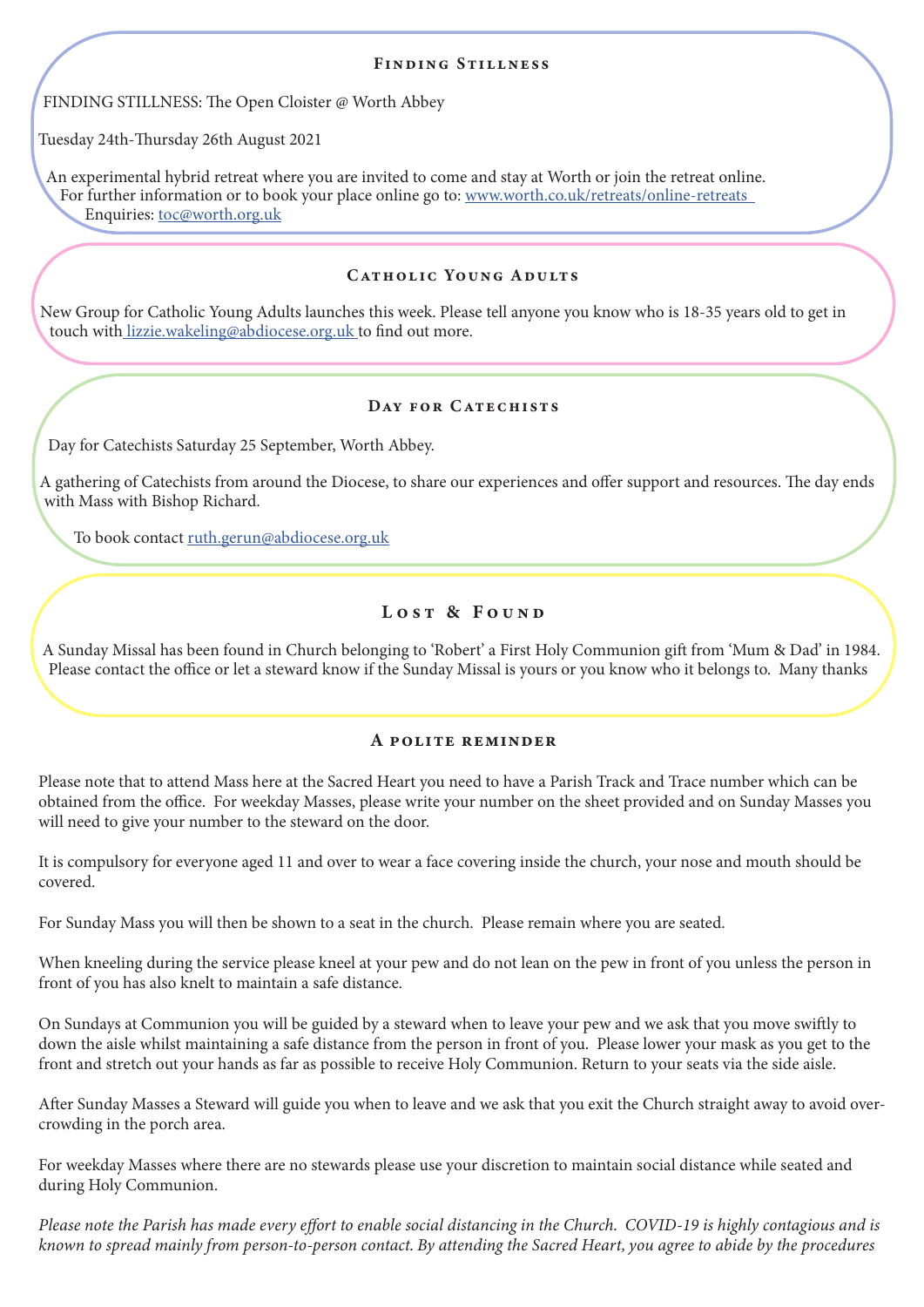## Finding Stillness

FINDING STILLNESS: The Open Cloister @ Worth Abbey

Tuesday 24th-Thursday 26th August 2021

An experimental hybrid retreat where you are invited to come and stay at Worth or join the retreat online.
For further information or to book your place online go to: www.worth.co.uk/retreats/online-retreats
Enquiries: toc@worth.org.uk

## Catholic Young Adults

New Group for Catholic Young Adults launches this week. Please tell anyone you know who is 18-35 years old to get in touch with lizzie.wakeling@abdiocese.org.uk to find out more.

## Day for Catechists

Day for Catechists Saturday 25 September, Worth Abbey.

A gathering of Catechists from around the Diocese, to share our experiences and offer support and resources. The day ends with Mass with Bishop Richard.

To book contact ruth.gerun@abdiocese.org.uk

## Lost & Found

A Sunday Missal has been found in Church belonging to 'Robert' a First Holy Communion gift from 'Mum & Dad' in 1984. Please contact the office or let a steward know if the Sunday Missal is yours or you know who it belongs to. Many thanks

## A polite reminder

Please note that to attend Mass here at the Sacred Heart you need to have a Parish Track and Trace number which can be obtained from the office. For weekday Masses, please write your number on the sheet provided and on Sunday Masses you will need to give your number to the steward on the door.

It is compulsory for everyone aged 11 and over to wear a face covering inside the church, your nose and mouth should be covered.

For Sunday Mass you will then be shown to a seat in the church. Please remain where you are seated.

When kneeling during the service please kneel at your pew and do not lean on the pew in front of you unless the person in front of you has also knelt to maintain a safe distance.

On Sundays at Communion you will be guided by a steward when to leave your pew and we ask that you move swiftly to down the aisle whilst maintaining a safe distance from the person in front of you. Please lower your mask as you get to the front and stretch out your hands as far as possible to receive Holy Communion. Return to your seats via the side aisle.

After Sunday Masses a Steward will guide you when to leave and we ask that you exit the Church straight away to avoid over-crowding in the porch area.

For weekday Masses where there are no stewards please use your discretion to maintain social distance while seated and during Holy Communion.

*Please note the Parish has made every effort to enable social distancing in the Church. COVID-19 is highly contagious and is known to spread mainly from person-to-person contact. By attending the Sacred Heart, you agree to abide by the procedures*